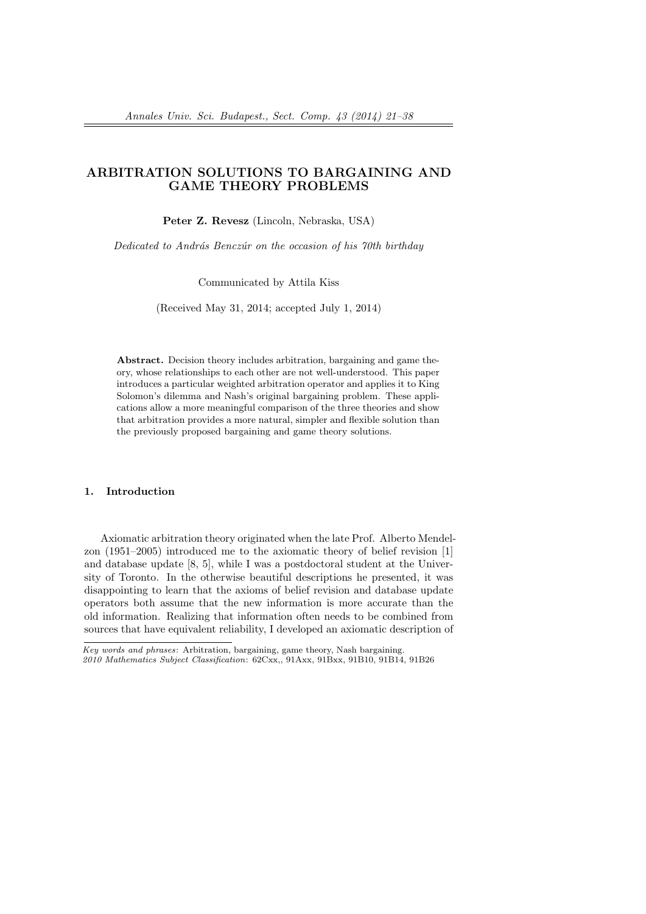# ARBITRATION SOLUTIONS TO BARGAINING AND GAME THEORY PROBLEMS

**Peter Z. Revesz** (Lincoln, Nebraska, USA)

*Dedicated to András Benczúr on the occasion of his 70th birthday*

Communicated by Attila Kiss

(Received May 31, 2014; accepted July 1, 2014)

**Abstract.** Decision theory includes arbitration, bargaining and game theory, whose relationships to each other are not well-understood. This paper introduces a particular weighted arbitration operator and applies it to King Solomon's dilemma and Nash's original bargaining problem. These applications allow a more meaningful comparison of the three theories and show that arbitration provides a more natural, simpler and flexible solution than the previously proposed bargaining and game theory solutions.

## 1. Introduction

Axiomatic arbitration theory originated when the late Prof. Alberto Mendelzon (1951–2005) introduced me to the axiomatic theory of belief revision [1] and database update [8, 5], while I was a postdoctoral student at the University of Toronto. In the otherwise beautiful descriptions he presented, it was disappointing to learn that the axioms of belief revision and database update operators both assume that the new information is more accurate than the old information. Realizing that information often needs to be combined from sources that have equivalent reliability, I developed an axiomatic description of

*Key words and phrases*: Arbitration, bargaining, game theory, Nash bargaining.
*2010 Mathematics Subject Classification*: 62Cxx,, 91Axx, 91Bxx, 91B10, 91B14, 91B26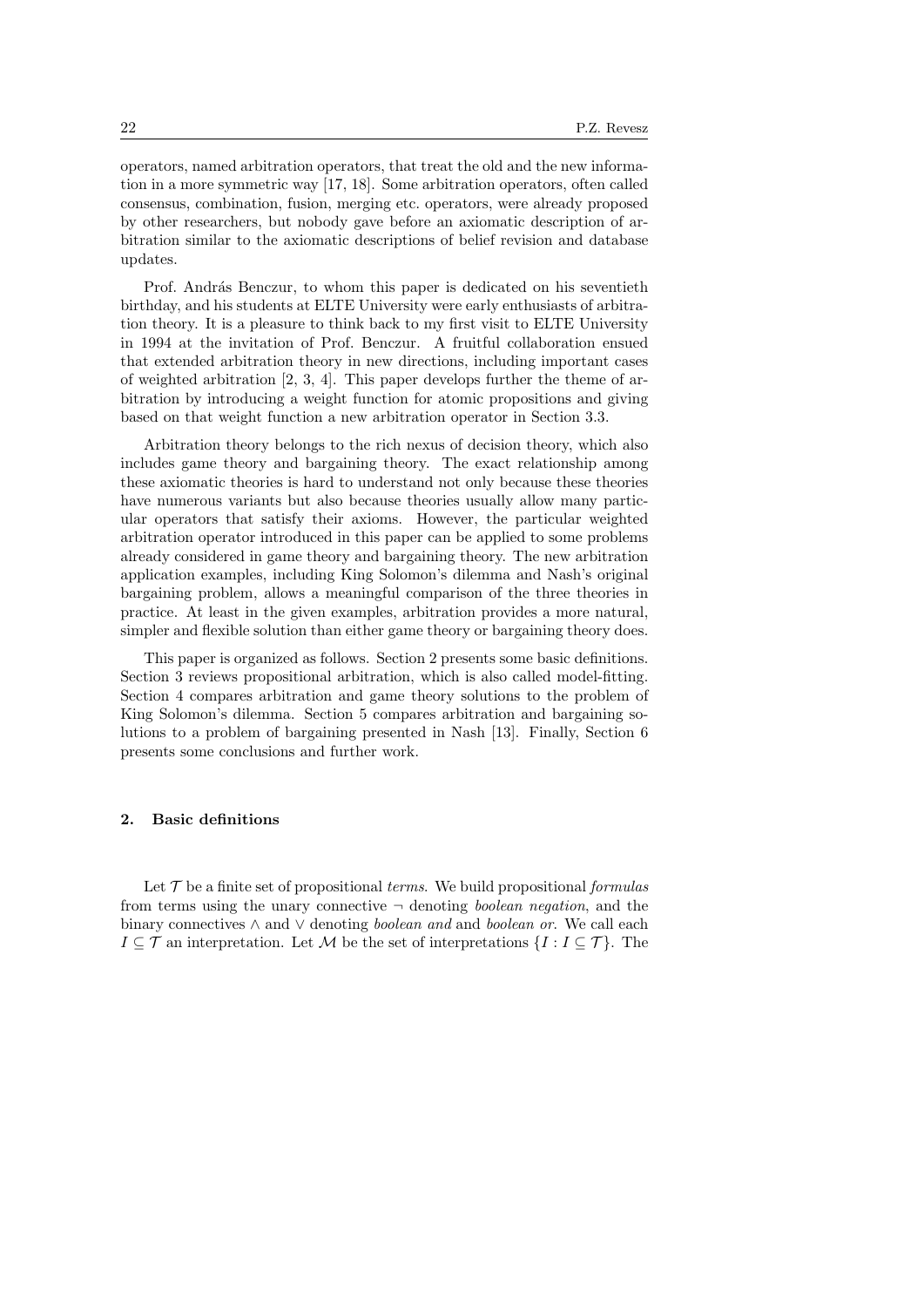operators, named arbitration operators, that treat the old and the new information in a more symmetric way [17, 18]. Some arbitration operators, often called consensus, combination, fusion, merging etc. operators, were already proposed by other researchers, but nobody gave before an axiomatic description of arbitration similar to the axiomatic descriptions of belief revision and database updates.

Prof. András Benczur, to whom this paper is dedicated on his seventieth birthday, and his students at ELTE University were early enthusiasts of arbitration theory. It is a pleasure to think back to my first visit to ELTE University in 1994 at the invitation of Prof. Benczur. A fruitful collaboration ensued that extended arbitration theory in new directions, including important cases of weighted arbitration [2, 3, 4]. This paper develops further the theme of arbitration by introducing a weight function for atomic propositions and giving based on that weight function a new arbitration operator in Section 3.3.

Arbitration theory belongs to the rich nexus of decision theory, which also includes game theory and bargaining theory. The exact relationship among these axiomatic theories is hard to understand not only because these theories have numerous variants but also because theories usually allow many particular operators that satisfy their axioms. However, the particular weighted arbitration operator introduced in this paper can be applied to some problems already considered in game theory and bargaining theory. The new arbitration application examples, including King Solomon's dilemma and Nash's original bargaining problem, allows a meaningful comparison of the three theories in practice. At least in the given examples, arbitration provides a more natural, simpler and flexible solution than either game theory or bargaining theory does.

This paper is organized as follows. Section 2 presents some basic definitions. Section 3 reviews propositional arbitration, which is also called model-fitting. Section 4 compares arbitration and game theory solutions to the problem of King Solomon's dilemma. Section 5 compares arbitration and bargaining solutions to a problem of bargaining presented in Nash [13]. Finally, Section 6 presents some conclusions and further work.

## 2. Basic definitions

Let $\mathcal{T}$ be a finite set of propositional *terms*. We build propositional *formulas* from terms using the unary connective $\neg$ denoting *boolean negation*, and the binary connectives $\wedge$ and $\vee$ denoting *boolean and* and *boolean or*. We call each $I \subseteq \mathcal{T}$ an interpretation. Let $\mathcal{M}$ be the set of interpretations $\{I : I \subseteq \mathcal{T}\}$. The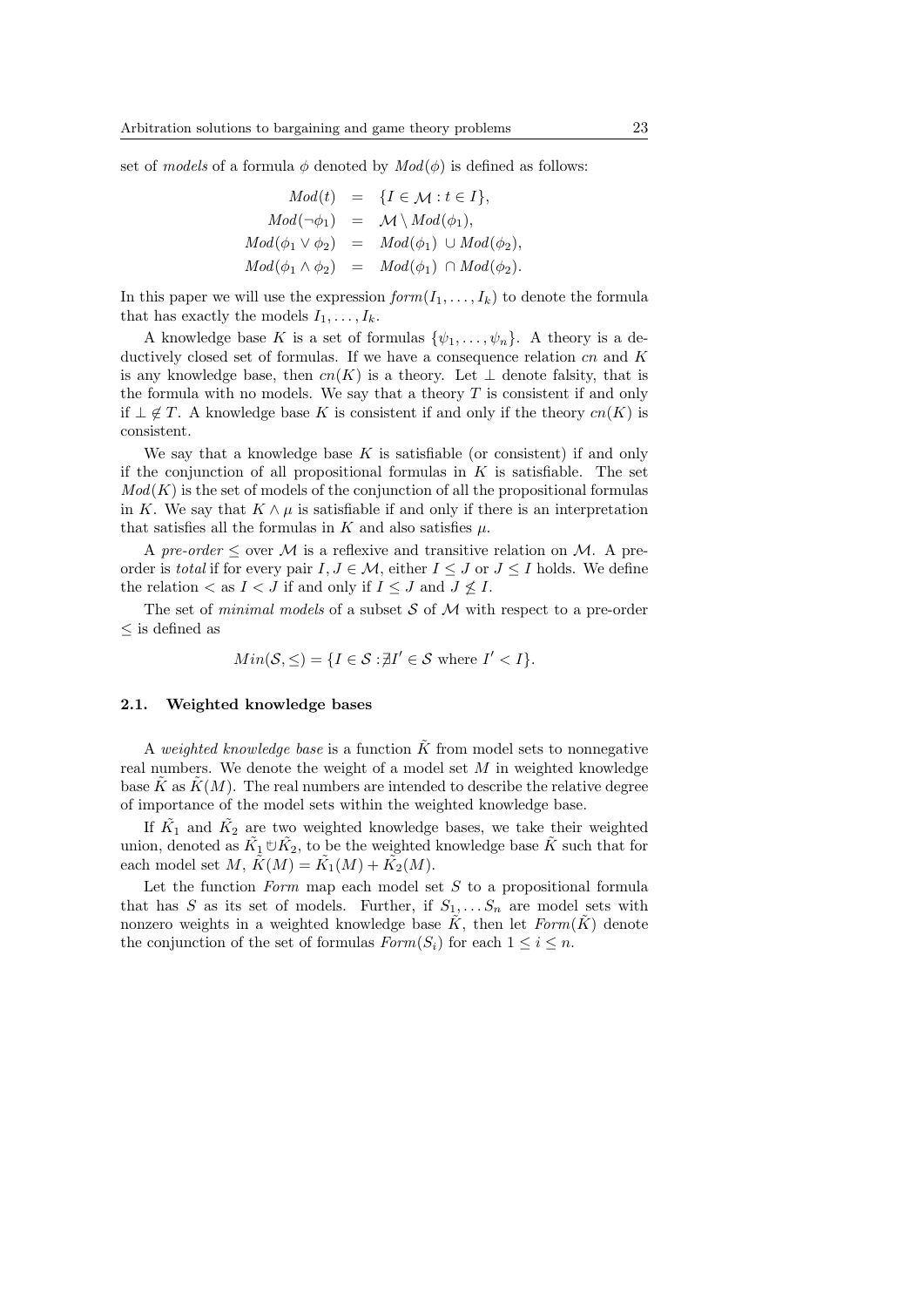set of *models* of a formula $\phi$ denoted by $Mod(\phi)$ is defined as follows:

$$
\begin{aligned}
Mod(t) &= \{I \in \mathcal{M} : t \in I\}, \\
Mod(\neg\phi_1) &= \mathcal{M} \setminus Mod(\phi_1), \\
Mod(\phi_1 \vee \phi_2) &= Mod(\phi_1) \cup Mod(\phi_2), \\
Mod(\phi_1 \wedge \phi_2) &= Mod(\phi_1) \cap Mod(\phi_2).
\end{aligned}
$$

In this paper we will use the expression $form(I_1, \ldots, I_k)$ to denote the formula that has exactly the models $I_1, \ldots, I_k$.

A knowledge base $K$ is a set of formulas $\{\psi_1, \ldots, \psi_n\}$. A theory is a deductively closed set of formulas. If we have a consequence relation $cn$ and $K$ is any knowledge base, then $cn(K)$ is a theory. Let $\perp$ denote falsity, that is the formula with no models. We say that a theory $T$ is consistent if and only if $\perp \notin T$. A knowledge base $K$ is consistent if and only if the theory $cn(K)$ is consistent.

We say that a knowledge base $K$ is satisfiable (or consistent) if and only if the conjunction of all propositional formulas in $K$ is satisfiable. The set $Mod(K)$ is the set of models of the conjunction of all the propositional formulas in K. We say that $K \wedge \mu$ is satisfiable if and only if there is an interpretation that satisfies all the formulas in $K$ and also satisfies $\mu$.

A *pre-order* $\leq$ over $\mathcal{M}$ is a reflexive and transitive relation on $\mathcal{M}$. A pre-order is *total* if for every pair $I, J \in \mathcal{M}$, either $I \leq J$ or $J \leq I$ holds. We define the relation $<$ as $I < J$ if and only if $I \leq J$ and $J \not\leq I$.

The set of *minimal models* of a subset $\mathcal{S}$ of $\mathcal{M}$ with respect to a pre-order $\leq$ is defined as

$$
Min(\mathcal{S}, \leq) = \{I \in \mathcal{S} : \nexists I' \in \mathcal{S} \text{ where } I' < I\}.
$$

### 2.1. Weighted knowledge bases

A *weighted knowledge base* is a function $\tilde{K}$ from model sets to nonnegative real numbers. We denote the weight of a model set $M$ in weighted knowledge base $\tilde{K}$ as $\tilde{K}(M)$. The real numbers are intended to describe the relative degree of importance of the model sets within the weighted knowledge base.

If $\tilde{K_1}$ and $\tilde{K_2}$ are two weighted knowledge bases, we take their weighted union, denoted as $\tilde{K_1} \uplus \tilde{K_2}$, to be the weighted knowledge base $\tilde{K}$ such that for each model set $M$, $\tilde{K}(M) = \tilde{K_1}(M) + \tilde{K_2}(M)$.

Let the function *Form* map each model set $S$ to a propositional formula that has $S$ as its set of models. Further, if $S_1, \ldots S_n$ are model sets with nonzero weights in a weighted knowledge base $\tilde{K}$, then let $Form(\tilde{K})$ denote the conjunction of the set of formulas $Form(S_i)$ for each $1 \leq i \leq n$.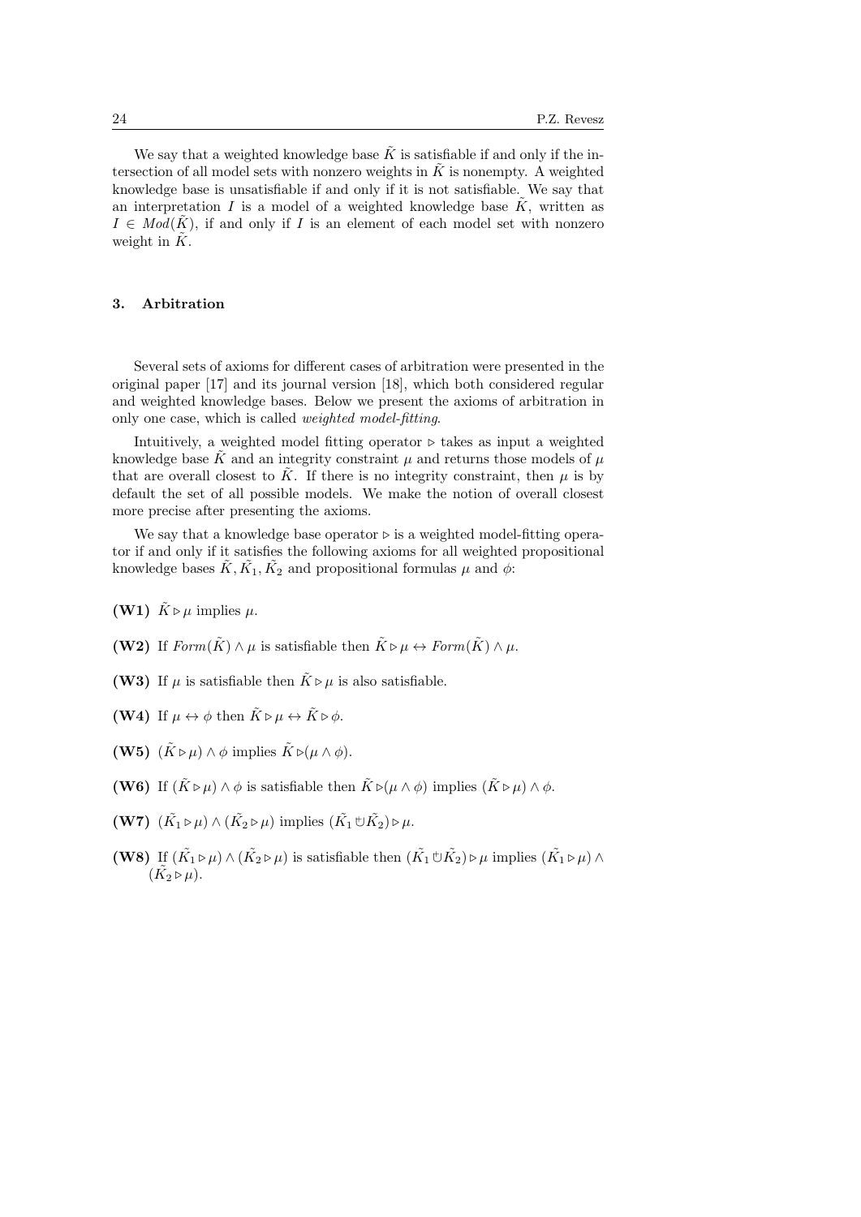We say that a weighted knowledge base $\tilde{K}$ is satisfiable if and only if the intersection of all model sets with nonzero weights in $\tilde{K}$ is nonempty. A weighted knowledge base is unsatisfiable if and only if it is not satisfiable. We say that an interpretation $I$ is a model of a weighted knowledge base $\tilde{K}$, written as $I \in Mod(\tilde{K})$, if and only if $I$ is an element of each model set with nonzero weight in $\tilde{K}$.

### 3. Arbitration

Several sets of axioms for different cases of arbitration were presented in the original paper [17] and its journal version [18], which both considered regular and weighted knowledge bases. Below we present the axioms of arbitration in only one case, which is called *weighted model-fitting*.

Intuitively, a weighted model fitting operator $\triangleright$ takes as input a weighted knowledge base $\tilde{K}$ and an integrity constraint $\mu$ and returns those models of $\mu$ that are overall closest to $\tilde{K}$. If there is no integrity constraint, then $\mu$ is by default the set of all possible models. We make the notion of overall closest more precise after presenting the axioms.

We say that a knowledge base operator $\triangleright$ is a weighted model-fitting operator if and only if it satisfies the following axioms for all weighted propositional knowledge bases $\tilde{K}, \tilde{K_1}, \tilde{K_2}$ and propositional formulas $\mu$ and $\phi$:

**(W1)** $\tilde{K} \triangleright \mu$ implies $\mu$.

**(W2)** If $Form(\tilde{K}) \wedge \mu$ is satisfiable then $\tilde{K} \triangleright \mu \leftrightarrow Form(\tilde{K}) \wedge \mu$.

**(W3)** If $\mu$ is satisfiable then $\tilde{K} \triangleright \mu$ is also satisfiable.

**(W4)** If $\mu \leftrightarrow \phi$ then $\tilde{K} \triangleright \mu \leftrightarrow \tilde{K} \triangleright \phi$.

**(W5)** $(\tilde{K} \triangleright \mu) \wedge \phi$ implies $\tilde{K} \triangleright (\mu \wedge \phi)$.

**(W6)** If $(\tilde{K} \triangleright \mu) \wedge \phi$ is satisfiable then $\tilde{K} \triangleright (\mu \wedge \phi)$ implies $(\tilde{K} \triangleright \mu) \wedge \phi$.

**(W7)** $(\tilde{K_1} \triangleright \mu) \wedge (\tilde{K_2} \triangleright \mu)$ implies $(\tilde{K_1} \uplus \tilde{K_2}) \triangleright \mu$.

**(W8)** If $(\tilde{K_1} \triangleright \mu) \wedge (\tilde{K_2} \triangleright \mu)$ is satisfiable then $(\tilde{K_1} \uplus \tilde{K_2}) \triangleright \mu$ implies $(\tilde{K_1} \triangleright \mu) \wedge (\tilde{K_2} \triangleright \mu)$.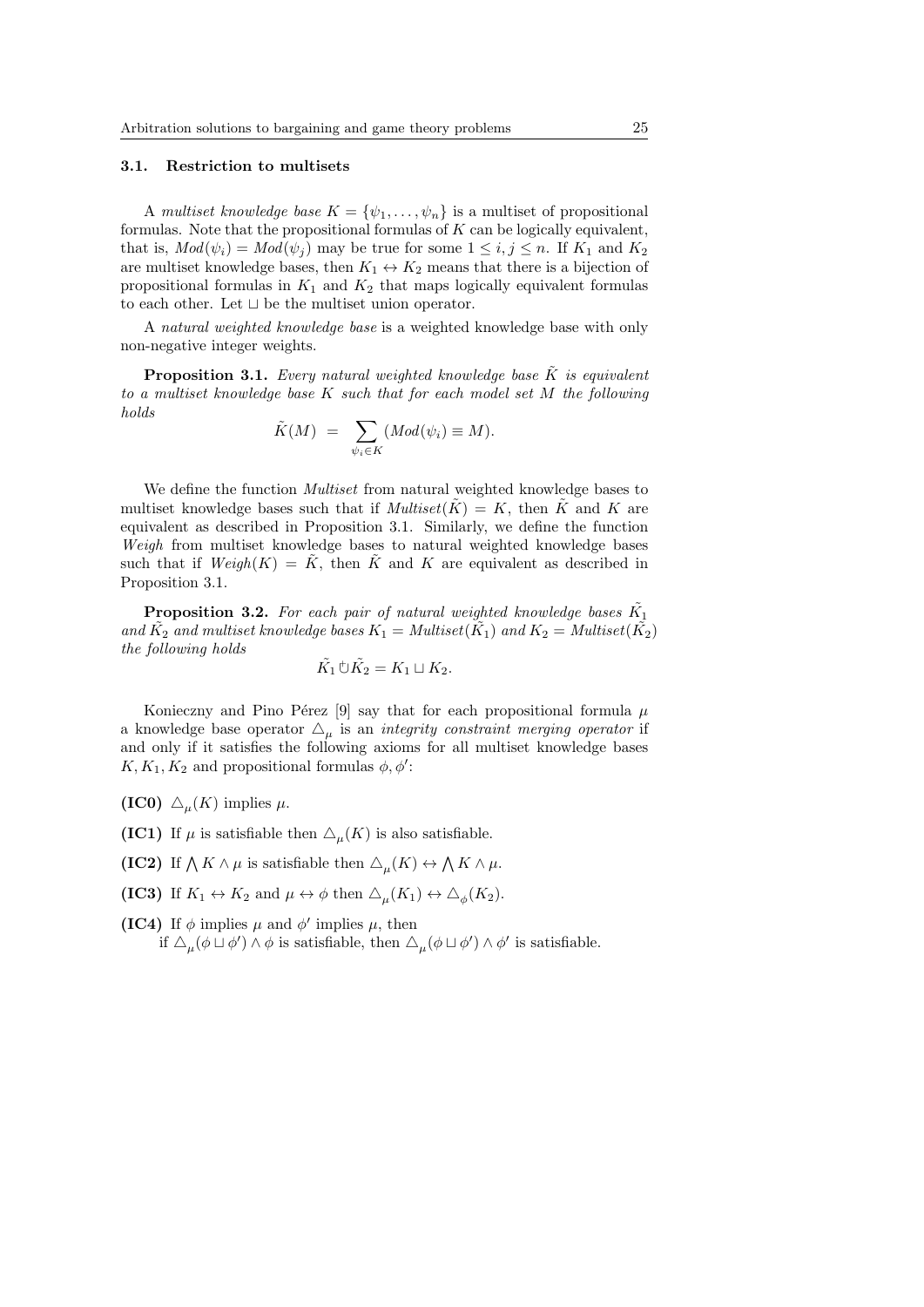### 3.1. Restriction to multisets

A *multiset knowledge base* $K = \{\psi_1, \ldots, \psi_n\}$ is a multiset of propositional formulas. Note that the propositional formulas of $K$ can be logically equivalent, that is, $Mod(\psi_i) = Mod(\psi_j)$ may be true for some $1 \leq i, j \leq n$. If $K_1$ and $K_2$ are multiset knowledge bases, then $K_1 \leftrightarrow K_2$ means that there is a bijection of propositional formulas in $K_1$ and $K_2$ that maps logically equivalent formulas to each other. Let $\sqcup$ be the multiset union operator.

A *natural weighted knowledge base* is a weighted knowledge base with only non-negative integer weights.

**Proposition 3.1.** *Every natural weighted knowledge base $\tilde{K}$ is equivalent to a multiset knowledge base $K$ such that for each model set $M$ the following holds*

$$\tilde{K}(M) \;=\; \sum_{\psi_i \in K} (Mod(\psi_i) \equiv M).$$

We define the function *Multiset* from natural weighted knowledge bases to multiset knowledge bases such that if $Multiset(\tilde{K}) = K$, then $\tilde{K}$ and $K$ are equivalent as described in Proposition 3.1. Similarly, we define the function *Weigh* from multiset knowledge bases to natural weighted knowledge bases such that if $Weigh(K) = \tilde{K}$, then $\tilde{K}$ and $K$ are equivalent as described in Proposition 3.1.

**Proposition 3.2.** *For each pair of natural weighted knowledge bases $\tilde{K_1}$ and $\tilde{K_2}$ and multiset knowledge bases $K_1 = Multiset(\tilde{K_1})$ and $K_2 = Multiset(\tilde{K_2})$ the following holds*

$$\tilde{K_1} \uplus \tilde{K_2} = K_1 \sqcup K_2.$$

Konieczny and Pino Pérez [9] say that for each propositional formula $\mu$ a knowledge base operator $\triangle_\mu$ is an *integrity constraint merging operator* if and only if it satisfies the following axioms for all multiset knowledge bases $K, K_1, K_2$ and propositional formulas $\phi, \phi'$:

**(IC0)** $\triangle_\mu(K)$ implies $\mu$.

**(IC1)** If $\mu$ is satisfiable then $\triangle_\mu(K)$ is also satisfiable.

**(IC2)** If $\bigwedge K \wedge \mu$ is satisfiable then $\triangle_\mu(K) \leftrightarrow \bigwedge K \wedge \mu$.

**(IC3)** If $K_1 \leftrightarrow K_2$ and $\mu \leftrightarrow \phi$ then $\triangle_\mu(K_1) \leftrightarrow \triangle_\phi(K_2)$.

**(IC4)** If $\phi$ implies $\mu$ and $\phi'$ implies $\mu$, then
if $\triangle_\mu(\phi \sqcup \phi') \wedge \phi$ is satisfiable, then $\triangle_\mu(\phi \sqcup \phi') \wedge \phi'$ is satisfiable.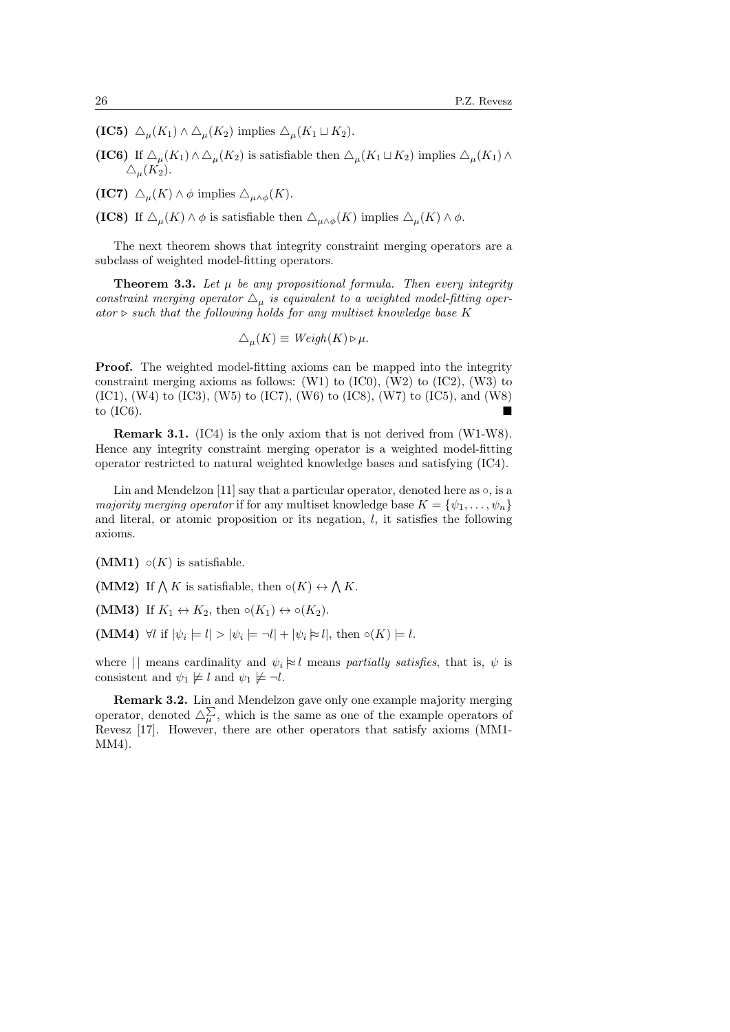**(IC5)** $\triangle_\mu(K_1) \wedge \triangle_\mu(K_2)$ implies $\triangle_\mu(K_1 \sqcup K_2)$.

**(IC6)** If $\triangle_\mu(K_1) \wedge \triangle_\mu(K_2)$ is satisfiable then $\triangle_\mu(K_1 \sqcup K_2)$ implies $\triangle_\mu(K_1) \wedge \triangle_\mu(K_2)$.

**(IC7)** $\triangle_\mu(K) \wedge \phi$ implies $\triangle_{\mu \wedge \phi}(K)$.

**(IC8)** If $\triangle_\mu(K) \wedge \phi$ is satisfiable then $\triangle_{\mu \wedge \phi}(K)$ implies $\triangle_\mu(K) \wedge \phi$.

The next theorem shows that integrity constraint merging operators are a subclass of weighted model-fitting operators.

**Theorem 3.3.** *Let $\mu$ be any propositional formula. Then every integrity constraint merging operator $\triangle_\mu$ is equivalent to a weighted model-fitting operator $\triangleright$ such that the following holds for any multiset knowledge base $K$*

$$\triangle_\mu(K) \equiv \mathit{Weigh}(K) \triangleright \mu.$$

**Proof.** The weighted model-fitting axioms can be mapped into the integrity constraint merging axioms as follows: (W1) to (IC0), (W2) to (IC2), (W3) to (IC1), (W4) to (IC3), (W5) to (IC7), (W6) to (IC8), (W7) to (IC5), and (W8) to (IC6). ∎

**Remark 3.1.** (IC4) is the only axiom that is not derived from (W1-W8). Hence any integrity constraint merging operator is a weighted model-fitting operator restricted to natural weighted knowledge bases and satisfying (IC4).

Lin and Mendelzon [11] say that a particular operator, denoted here as $\circ$, is a *majority merging operator* if for any multiset knowledge base $K = \{\psi_1, \ldots, \psi_n\}$ and literal, or atomic proposition or its negation, $l$, it satisfies the following axioms.

**(MM1)** $\circ(K)$ is satisfiable.

**(MM2)** If $\bigwedge K$ is satisfiable, then $\circ(K) \leftrightarrow \bigwedge K$.

**(MM3)** If $K_1 \leftrightarrow K_2$, then $\circ(K_1) \leftrightarrow \circ(K_2)$.

**(MM4)** $\forall l$ if $|\psi_i \models l| > |\psi_i \models \neg l| + |\psi_i \approx l|$, then $\circ(K) \models l$.

where $||$ means cardinality and $\psi_i \approx l$ means *partially satisfies*, that is, $\psi$ is consistent and $\psi_1 \not\models l$ and $\psi_1 \not\models \neg l$.

**Remark 3.2.** Lin and Mendelzon gave only one example majority merging operator, denoted $\triangle_\mu^{\sum}$, which is the same as one of the example operators of Revesz [17]. However, there are other operators that satisfy axioms (MM1-MM4).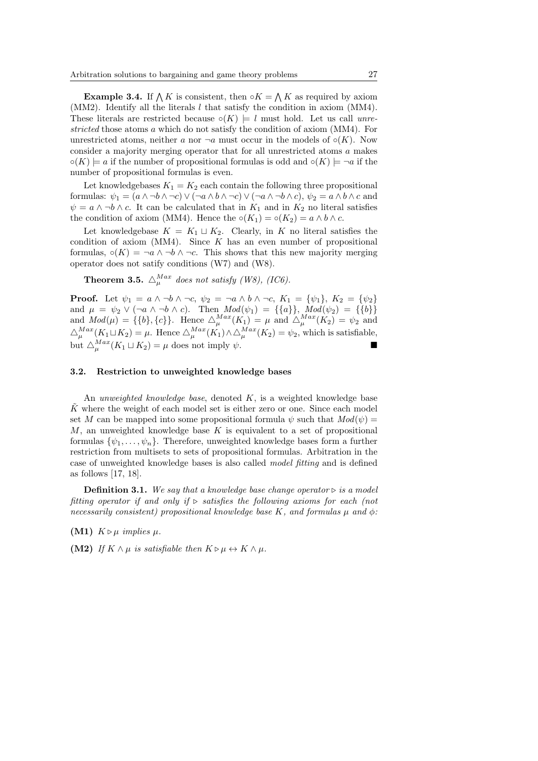**Example 3.4.** If $\bigwedge K$ is consistent, then $\circ K = \bigwedge K$ as required by axiom (MM2). Identify all the literals $l$ that satisfy the condition in axiom (MM4). These literals are restricted because $\circ(K) \models l$ must hold. Let us call *unrestricted* those atoms $a$ which do not satisfy the condition of axiom (MM4). For unrestricted atoms, neither $a$ nor $\neg a$ must occur in the models of $\circ(K)$. Now consider a majority merging operator that for all unrestricted atoms $a$ makes $\circ(K) \models a$ if the number of propositional formulas is odd and $\circ(K) \models \neg a$ if the number of propositional formulas is even.

Let knowledgebases $K_1 = K_2$ each contain the following three propositional formulas: $\psi_1 = (a \wedge \neg b \wedge \neg c) \vee (\neg a \wedge b \wedge \neg c) \vee (\neg a \wedge \neg b \wedge c)$, $\psi_2 = a \wedge b \wedge c$ and $\psi = a \wedge \neg b \wedge c$. It can be calculated that in $K_1$ and in $K_2$ no literal satisfies the condition of axiom (MM4). Hence the $\circ(K_1) = \circ(K_2) = a \wedge b \wedge c$.

Let knowledgebase $K = K_1 \sqcup K_2$. Clearly, in $K$ no literal satisfies the condition of axiom (MM4). Since $K$ has an even number of propositional formulas, $\circ(K) = \neg a \wedge \neg b \wedge \neg c$. This shows that this new majority merging operator does not satify conditions (W7) and (W8).

**Theorem 3.5.** *$\triangle_\mu^{Max}$ does not satisfy (W8), (IC6).*

**Proof.** Let $\psi_1 = a \wedge \neg b \wedge \neg c$, $\psi_2 = \neg a \wedge b \wedge \neg c$, $K_1 = \{\psi_1\}$, $K_2 = \{\psi_2\}$ and $\mu = \psi_2 \vee (\neg a \wedge \neg b \wedge c)$. Then $Mod(\psi_1) = \{\{a\}\}$, $Mod(\psi_2) = \{\{b\}\}$ and $Mod(\mu) = \{\{b\}, \{c\}\}$. Hence $\triangle_\mu^{Max}(K_1) = \mu$ and $\triangle_\mu^{Max}(K_2) = \psi_2$ and $\triangle_\mu^{Max}(K_1 \sqcup K_2) = \mu$. Hence $\triangle_\mu^{Max}(K_1) \wedge \triangle_\mu^{Max}(K_2) = \psi_2$, which is satisfiable, but $\triangle_\mu^{Max}(K_1 \sqcup K_2) = \mu$ does not imply $\psi$. ∎

### 3.2. Restriction to unweighted knowledge bases

An *unweighted knowledge base*, denoted $K$, is a weighted knowledge base $\tilde{K}$ where the weight of each model set is either zero or one. Since each model set $M$ can be mapped into some propositional formula $\psi$ such that $Mod(\psi) = M$, an unweighted knowledge base $K$ is equivalent to a set of propositional formulas $\{\psi_1, \ldots, \psi_n\}$. Therefore, unweighted knowledge bases form a further restriction from multisets to sets of propositional formulas. Arbitration in the case of unweighted knowledge bases is also called *model fitting* and is defined as follows [17, 18].

**Definition 3.1.** *We say that a knowledge base change operator $\triangleright$ is a model fitting operator if and only if $\triangleright$ satisfies the following axioms for each (not necessarily consistent) propositional knowledge base $K$, and formulas $\mu$ and $\phi$:*

**(M1)** *$K \triangleright \mu$ implies $\mu$.*

**(M2)** *If $K \wedge \mu$ is satisfiable then $K \triangleright \mu \leftrightarrow K \wedge \mu$.*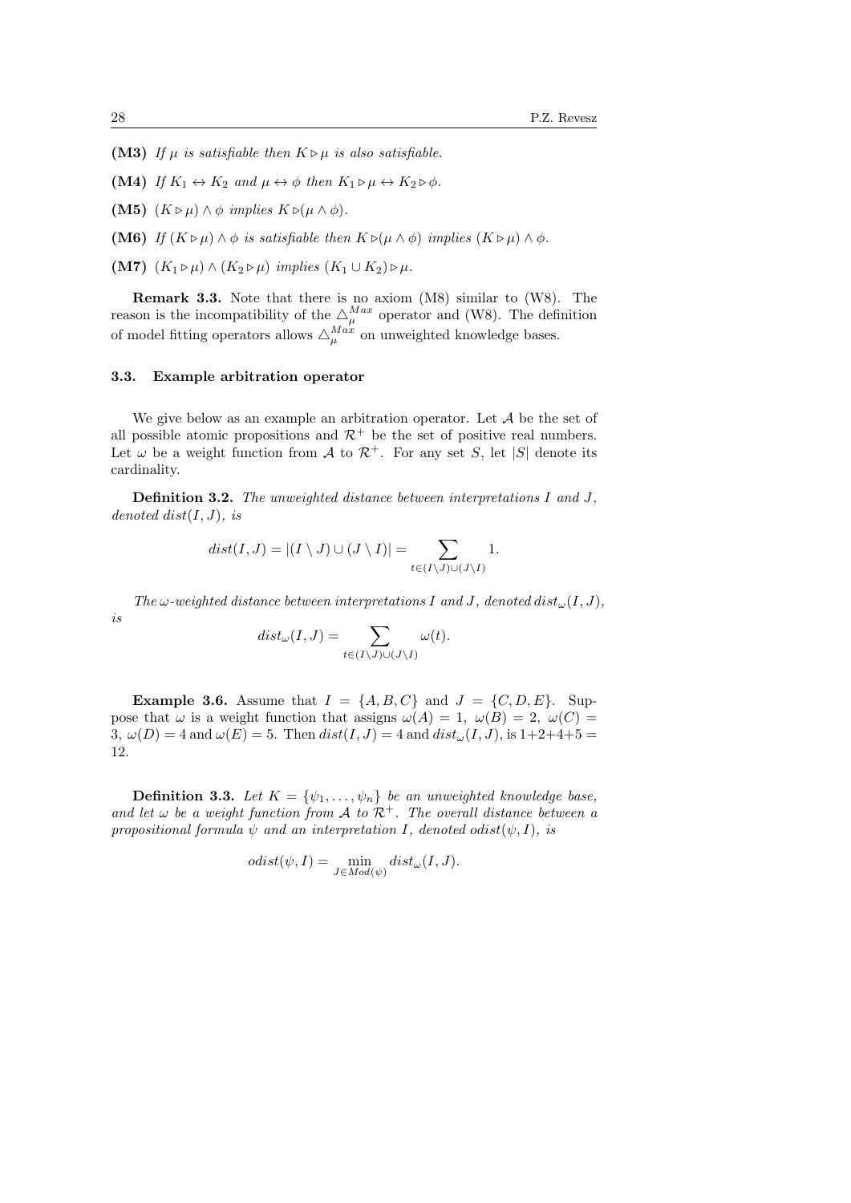**(M3)** *If $\mu$ is satisfiable then $K \triangleright \mu$ is also satisfiable.*

**(M4)** *If $K_1 \leftrightarrow K_2$ and $\mu \leftrightarrow \phi$ then $K_1 \triangleright \mu \leftrightarrow K_2 \triangleright \phi$.*

**(M5)** *$(K \triangleright \mu) \wedge \phi$ implies $K \triangleright (\mu \wedge \phi)$.*

**(M6)** *If $(K \triangleright \mu) \wedge \phi$ is satisfiable then $K \triangleright (\mu \wedge \phi)$ implies $(K \triangleright \mu) \wedge \phi$.*

**(M7)** *$(K_1 \triangleright \mu) \wedge (K_2 \triangleright \mu)$ implies $(K_1 \cup K_2) \triangleright \mu$.*

**Remark 3.3.** Note that there is no axiom (M8) similar to (W8). The reason is the incompatibility of the $\triangle_\mu^{Max}$ operator and (W8). The definition of model fitting operators allows $\triangle_\mu^{Max}$ on unweighted knowledge bases.

### 3.3. Example arbitration operator

We give below as an example an arbitration operator. Let $\mathcal{A}$ be the set of all possible atomic propositions and $\mathcal{R}^+$ be the set of positive real numbers. Let $\omega$ be a weight function from $\mathcal{A}$ to $\mathcal{R}^+$. For any set $S$, let $|S|$ denote its cardinality.

**Definition 3.2.** *The unweighted distance between interpretations $I$ and $J$, denoted $dist(I, J)$, is*

$$dist(I, J) = |(I \setminus J) \cup (J \setminus I)| = \sum_{t \in (I \setminus J) \cup (J \setminus I)} 1.$$

*The $\omega$-weighted distance between interpretations $I$ and $J$, denoted $dist_\omega(I, J)$, is*

$$dist_\omega(I, J) = \sum_{t \in (I \setminus J) \cup (J \setminus I)} \omega(t).$$

**Example 3.6.** Assume that $I = \{A, B, C\}$ and $J = \{C, D, E\}$. Suppose that $\omega$ is a weight function that assigns $\omega(A) = 1$, $\omega(B) = 2$, $\omega(C) = 3$, $\omega(D) = 4$ and $\omega(E) = 5$. Then $dist(I, J) = 4$ and $dist_\omega(I, J)$, is $1+2+4+5 = 12$.

**Definition 3.3.** *Let $K = \{\psi_1, \ldots, \psi_n\}$ be an unweighted knowledge base, and let $\omega$ be a weight function from $\mathcal{A}$ to $\mathcal{R}^+$. The overall distance between a propositional formula $\psi$ and an interpretation $I$, denoted $odist(\psi, I)$, is*

$$odist(\psi, I) = \min_{J \in Mod(\psi)} dist_\omega(I, J).$$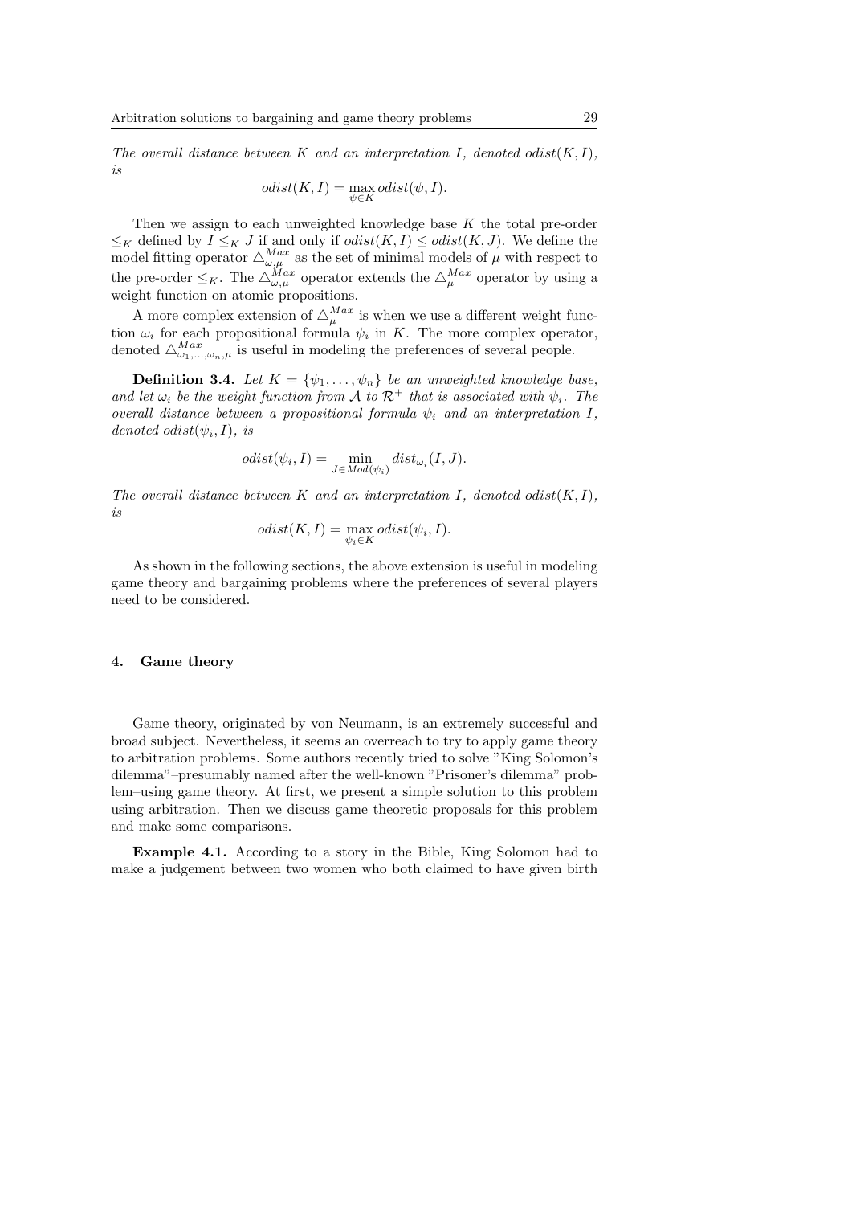*The overall distance between $K$ and an interpretation $I$, denoted $odist(K, I)$, is*

$$odist(K, I) = \max_{\psi \in K} odist(\psi, I).$$

Then we assign to each unweighted knowledge base $K$ the total pre-order $\leq_K$ defined by $I \leq_K J$ if and only if $odist(K, I) \leq odist(K, J)$. We define the model fitting operator $\triangle^{Max}_{\omega,\mu}$ as the set of minimal models of $\mu$ with respect to the pre-order $\leq_K$. The $\triangle^{Max}_{\omega,\mu}$ operator extends the $\triangle^{Max}_{\mu}$ operator by using a weight function on atomic propositions.

A more complex extension of $\triangle^{Max}_{\mu}$ is when we use a different weight function $\omega_i$ for each propositional formula $\psi_i$ in $K$. The more complex operator, denoted $\triangle^{Max}_{\omega_1,\ldots,\omega_n,\mu}$ is useful in modeling the preferences of several people.

**Definition 3.4.** *Let $K = \{\psi_1, \ldots, \psi_n\}$ be an unweighted knowledge base, and let $\omega_i$ be the weight function from $\mathcal{A}$ to $\mathcal{R}^+$ that is associated with $\psi_i$. The overall distance between a propositional formula $\psi_i$ and an interpretation $I$, denoted $odist(\psi_i, I)$, is*

$$odist(\psi_i, I) = \min_{J \in Mod(\psi_i)} dist_{\omega_i}(I, J).$$

*The overall distance between $K$ and an interpretation $I$, denoted $odist(K, I)$, is*

$$odist(K, I) = \max_{\psi_i \in K} odist(\psi_i, I).$$

As shown in the following sections, the above extension is useful in modeling game theory and bargaining problems where the preferences of several players need to be considered.

## 4. Game theory

Game theory, originated by von Neumann, is an extremely successful and broad subject. Nevertheless, it seems an overreach to try to apply game theory to arbitration problems. Some authors recently tried to solve "King Solomon's dilemma"–presumably named after the well-known "Prisoner's dilemma" problem–using game theory. At first, we present a simple solution to this problem using arbitration. Then we discuss game theoretic proposals for this problem and make some comparisons.

**Example 4.1.** According to a story in the Bible, King Solomon had to make a judgement between two women who both claimed to have given birth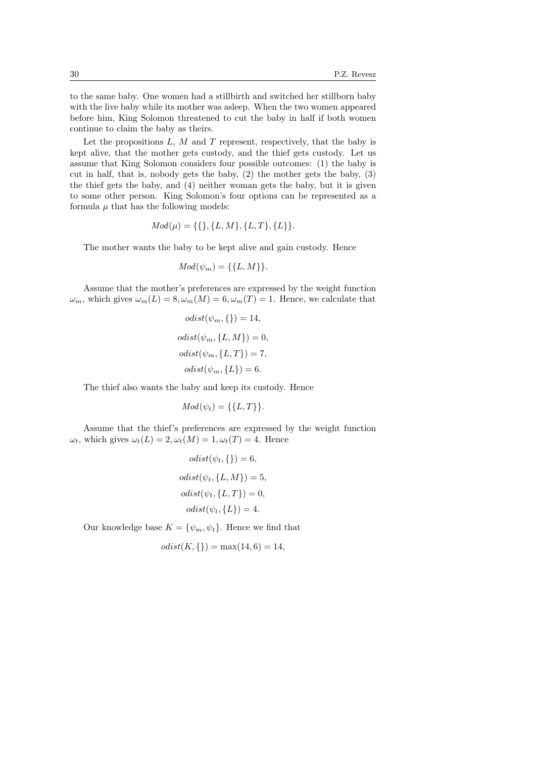to the same baby. One women had a stillbirth and switched her stillborn baby with the live baby while its mother was asleep. When the two women appeared before him, King Solomon threatened to cut the baby in half if both women continue to claim the baby as theirs.

Let the propositions $L$, $M$ and $T$ represent, respectively, that the baby is kept alive, that the mother gets custody, and the thief gets custody. Let us assume that King Solomon considers four possible outcomes: (1) the baby is cut in half, that is, nobody gets the baby, (2) the mother gets the baby, (3) the thief gets the baby, and (4) neither woman gets the baby, but it is given to some other person. King Solomon's four options can be represented as a formula $\mu$ that has the following models:

$$Mod(\mu) = \{\{\}, \{L, M\}, \{L, T\}, \{L\}\}.$$

The mother wants the baby to be kept alive and gain custody. Hence

$$Mod(\psi_m) = \{\{L, M\}\}.$$

Assume that the mother's preferences are expressed by the weight function $\omega_m$, which gives $\omega_m(L) = 8, \omega_m(M) = 6, \omega_m(T) = 1$. Hence, we calculate that

$$odist(\psi_m, \{\}) = 14,$$

$$odist(\psi_m, \{L, M\}) = 0,$$

$$odist(\psi_m, \{L, T\}) = 7,$$

$$odist(\psi_m, \{L\}) = 6.$$

The thief also wants the baby and keep its custody. Hence

$$Mod(\psi_t) = \{\{L, T\}\}.$$

Assume that the thief's preferences are expressed by the weight function $\omega_t$, which gives $\omega_t(L) = 2, \omega_t(M) = 1, \omega_t(T) = 4$. Hence

$$odist(\psi_t, \{\}) = 6,$$

$$odist(\psi_t, \{L, M\}) = 5,$$

$$odist(\psi_t, \{L, T\}) = 0,$$

$$odist(\psi_t, \{L\}) = 4.$$

Our knowledge base $K = \{\psi_m, \psi_t\}$. Hence we find that

$$odist(K, \{\}) = \max(14, 6) = 14,$$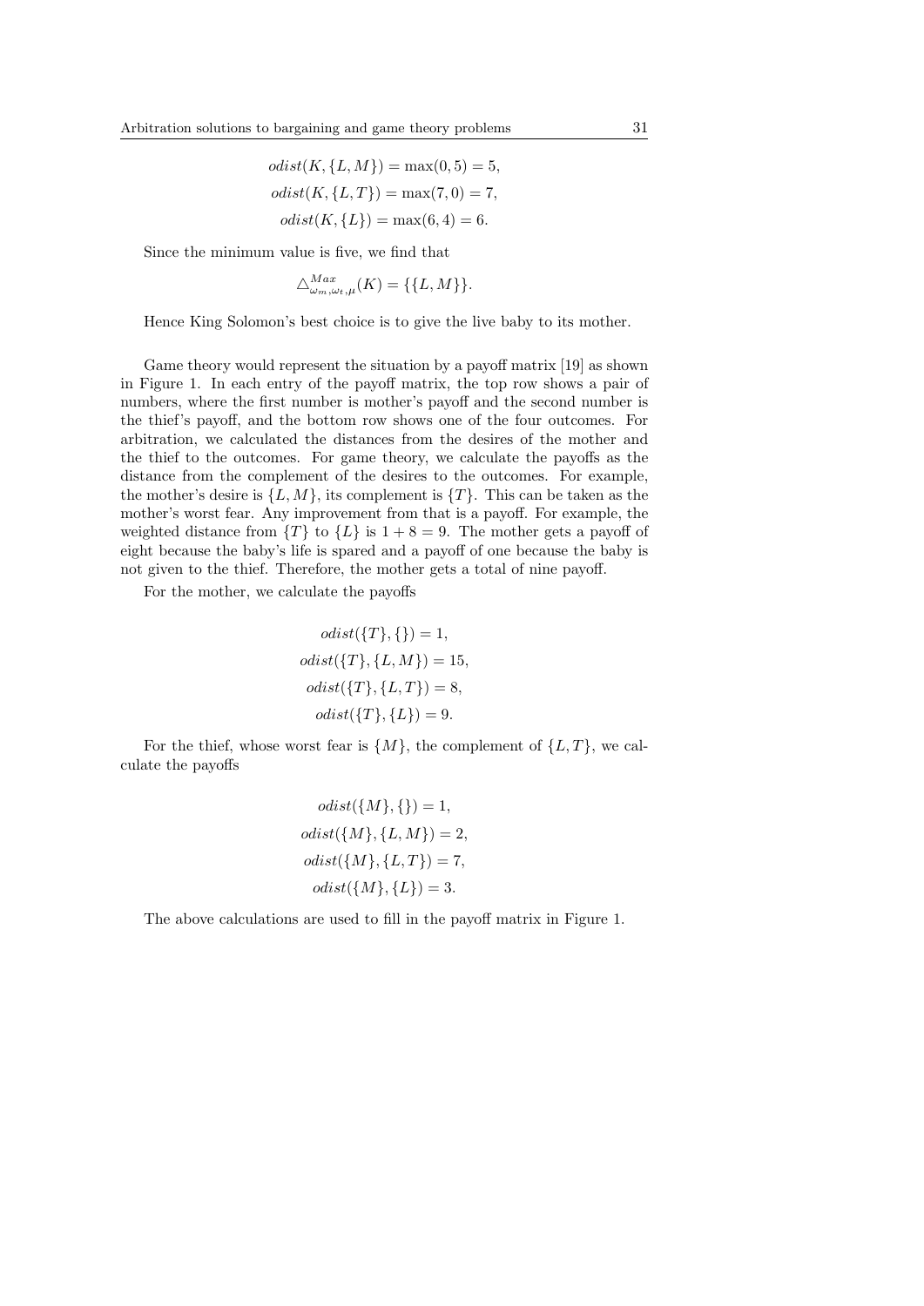$$odist(K, \{L, M\}) = \max(0, 5) = 5,$$
$$odist(K, \{L, T\}) = \max(7, 0) = 7,$$
$$odist(K, \{L\}) = \max(6, 4) = 6.$$

Since the minimum value is five, we find that

$$\triangle^{Max}_{\omega_m, \omega_t, \mu}(K) = \{\{L, M\}\}.$$

Hence King Solomon's best choice is to give the live baby to its mother.

Game theory would represent the situation by a payoff matrix [19] as shown in Figure 1. In each entry of the payoff matrix, the top row shows a pair of numbers, where the first number is mother's payoff and the second number is the thief's payoff, and the bottom row shows one of the four outcomes. For arbitration, we calculated the distances from the desires of the mother and the thief to the outcomes. For game theory, we calculate the payoffs as the distance from the complement of the desires to the outcomes. For example, the mother's desire is $\{L, M\}$, its complement is $\{T\}$. This can be taken as the mother's worst fear. Any improvement from that is a payoff. For example, the weighted distance from $\{T\}$ to $\{L\}$ is $1 + 8 = 9$. The mother gets a payoff of eight because the baby's life is spared and a payoff of one because the baby is not given to the thief. Therefore, the mother gets a total of nine payoff.

For the mother, we calculate the payoffs

$$odist(\{T\}, \{\}) = 1,$$
$$odist(\{T\}, \{L, M\}) = 15,$$
$$odist(\{T\}, \{L, T\}) = 8,$$
$$odist(\{T\}, \{L\}) = 9.$$

For the thief, whose worst fear is $\{M\}$, the complement of $\{L, T\}$, we calculate the payoffs

$$odist(\{M\}, \{\}) = 1,$$
$$odist(\{M\}, \{L, M\}) = 2,$$
$$odist(\{M\}, \{L, T\}) = 7,$$
$$odist(\{M\}, \{L\}) = 3.$$

The above calculations are used to fill in the payoff matrix in Figure 1.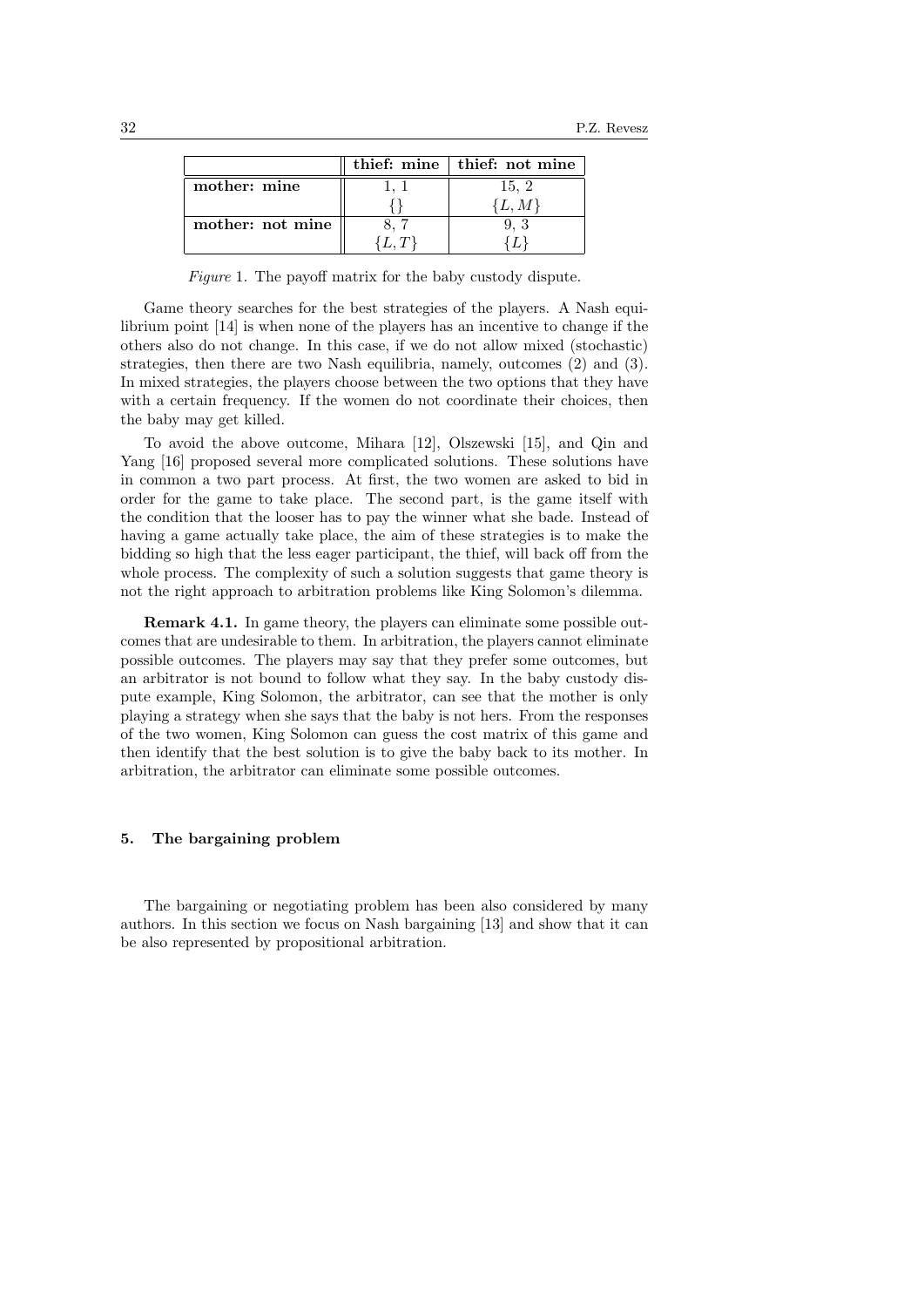| | thief: mine | thief: not mine |
|---|---|---|
| **mother: mine** | 1, 1<br>$\{\}$ | 15, 2<br>$\{L, M\}$ |
| **mother: not mine** | 8, 7<br>$\{L, T\}$ | 9, 3<br>$\{L\}$ |

*Figure* 1. The payoff matrix for the baby custody dispute.

Game theory searches for the best strategies of the players. A Nash equilibrium point [14] is when none of the players has an incentive to change if the others also do not change. In this case, if we do not allow mixed (stochastic) strategies, then there are two Nash equilibria, namely, outcomes (2) and (3). In mixed strategies, the players choose between the two options that they have with a certain frequency. If the women do not coordinate their choices, then the baby may get killed.

To avoid the above outcome, Mihara [12], Olszewski [15], and Qin and Yang [16] proposed several more complicated solutions. These solutions have in common a two part process. At first, the two women are asked to bid in order for the game to take place. The second part, is the game itself with the condition that the looser has to pay the winner what she bade. Instead of having a game actually take place, the aim of these strategies is to make the bidding so high that the less eager participant, the thief, will back off from the whole process. The complexity of such a solution suggests that game theory is not the right approach to arbitration problems like King Solomon's dilemma.

**Remark 4.1.** In game theory, the players can eliminate some possible outcomes that are undesirable to them. In arbitration, the players cannot eliminate possible outcomes. The players may say that they prefer some outcomes, but an arbitrator is not bound to follow what they say. In the baby custody dispute example, King Solomon, the arbitrator, can see that the mother is only playing a strategy when she says that the baby is not hers. From the responses of the two women, King Solomon can guess the cost matrix of this game and then identify that the best solution is to give the baby back to its mother. In arbitration, the arbitrator can eliminate some possible outcomes.

## 5. The bargaining problem

The bargaining or negotiating problem has been also considered by many authors. In this section we focus on Nash bargaining [13] and show that it can be also represented by propositional arbitration.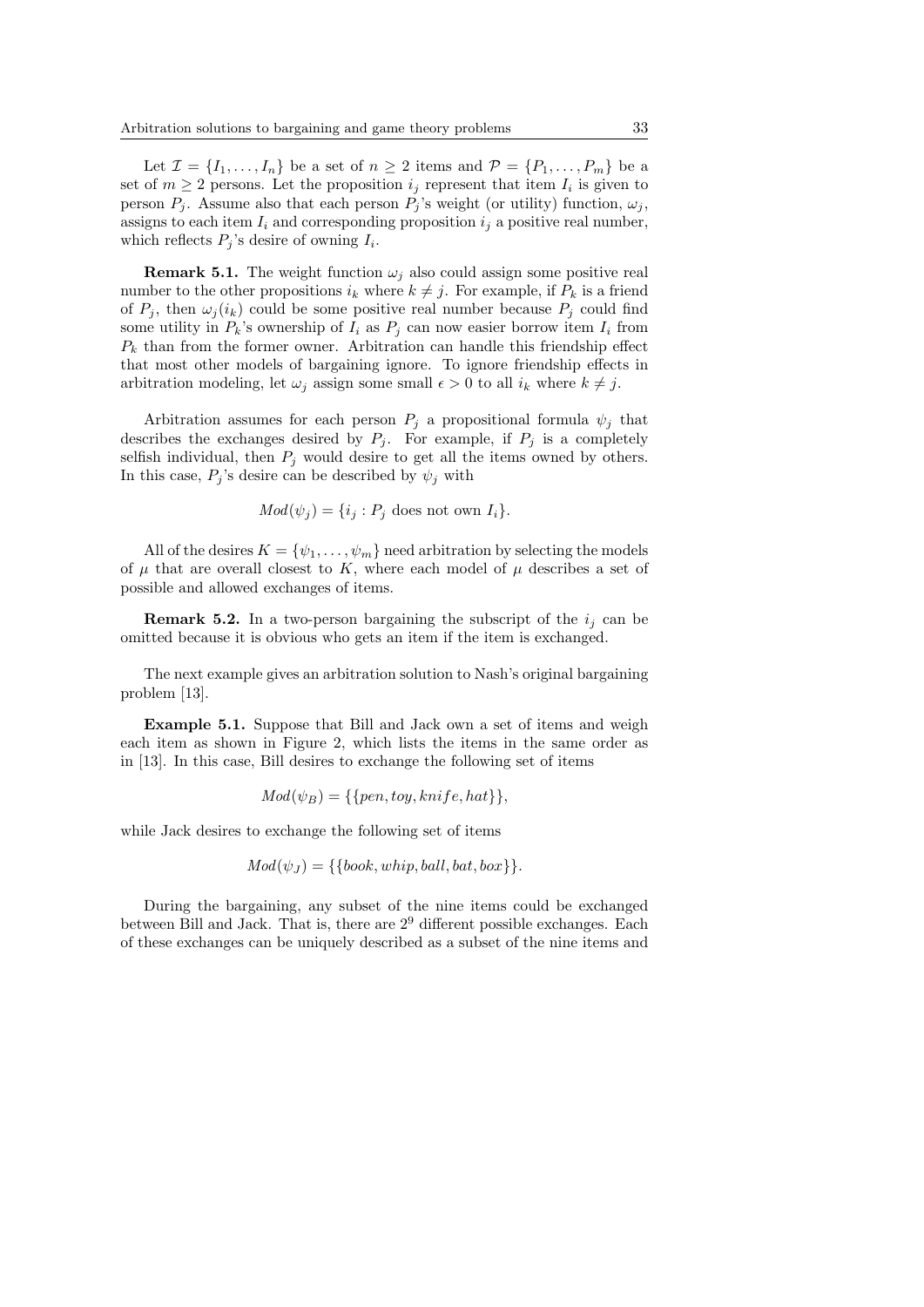Let $\mathcal{I} = \{I_1, \ldots, I_n\}$ be a set of $n \geq 2$ items and $\mathcal{P} = \{P_1, \ldots, P_m\}$ be a set of $m \geq 2$ persons. Let the proposition $i_j$ represent that item $I_i$ is given to person $P_j$. Assume also that each person $P_j$'s weight (or utility) function, $\omega_j$, assigns to each item $I_i$ and corresponding proposition $i_j$ a positive real number, which reflects $P_j$'s desire of owning $I_i$.

**Remark 5.1.** The weight function $\omega_j$ also could assign some positive real number to the other propositions $i_k$ where $k \neq j$. For example, if $P_k$ is a friend of $P_j$, then $\omega_j(i_k)$ could be some positive real number because $P_j$ could find some utility in $P_k$'s ownership of $I_i$ as $P_j$ can now easier borrow item $I_i$ from $P_k$ than from the former owner. Arbitration can handle this friendship effect that most other models of bargaining ignore. To ignore friendship effects in arbitration modeling, let $\omega_j$ assign some small $\epsilon > 0$ to all $i_k$ where $k \neq j$.

Arbitration assumes for each person $P_j$ a propositional formula $\psi_j$ that describes the exchanges desired by $P_j$. For example, if $P_j$ is a completely selfish individual, then $P_j$ would desire to get all the items owned by others. In this case, $P_j$'s desire can be described by $\psi_j$ with

$$Mod(\psi_j) = \{i_j : P_j \text{ does not own } I_i\}.$$

All of the desires $K = \{\psi_1, \ldots, \psi_m\}$ need arbitration by selecting the models of $\mu$ that are overall closest to $K$, where each model of $\mu$ describes a set of possible and allowed exchanges of items.

**Remark 5.2.** In a two-person bargaining the subscript of the $i_j$ can be omitted because it is obvious who gets an item if the item is exchanged.

The next example gives an arbitration solution to Nash's original bargaining problem [13].

**Example 5.1.** Suppose that Bill and Jack own a set of items and weigh each item as shown in Figure 2, which lists the items in the same order as in [13]. In this case, Bill desires to exchange the following set of items

$$Mod(\psi_B) = \{\{pen, toy, knife, hat\}\},$$

while Jack desires to exchange the following set of items

$$Mod(\psi_J) = \{\{book, whip, ball, bat, box\}\}.$$

During the bargaining, any subset of the nine items could be exchanged between Bill and Jack. That is, there are $2^9$ different possible exchanges. Each of these exchanges can be uniquely described as a subset of the nine items and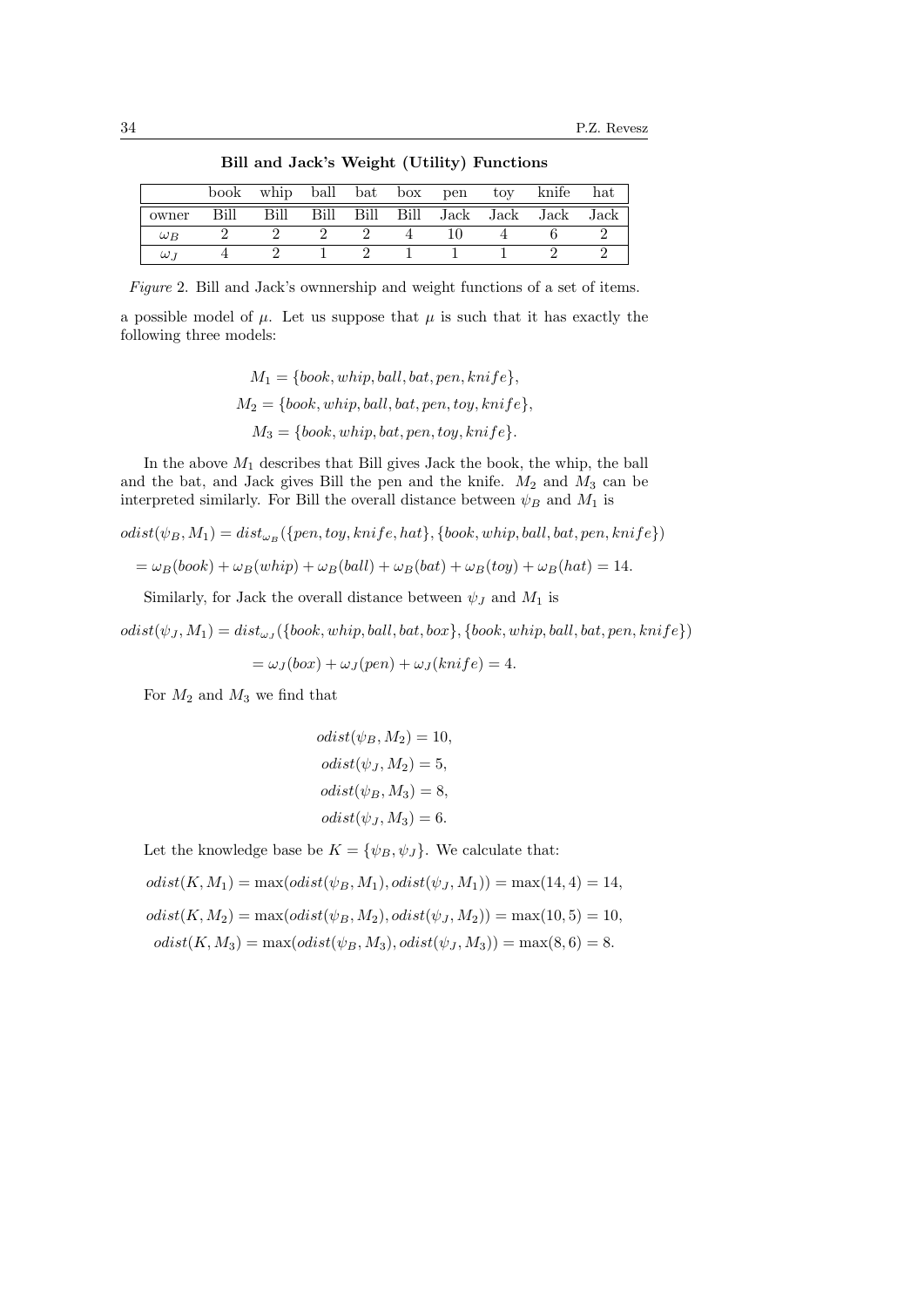**Bill and Jack's Weight (Utility) Functions**

|  | book | whip | ball | bat | box | pen | toy | knife | hat |
|---|---|---|---|---|---|---|---|---|---|
| owner | Bill | Bill | Bill | Bill | Bill | Jack | Jack | Jack | Jack |
| $\omega_B$ | 2 | 2 | 2 | 2 | 4 | 10 | 4 | 6 | 2 |
| $\omega_J$ | 4 | 2 | 1 | 2 | 1 | 1 | 1 | 2 | 2 |

*Figure* 2. Bill and Jack's ownnership and weight functions of a set of items.

a possible model of $\mu$. Let us suppose that $\mu$ is such that it has exactly the following three models:

$$M_1 = \{book, whip, ball, bat, pen, knife\},$$

$$M_2 = \{book, whip, ball, bat, pen, toy, knife\},$$

$$M_3 = \{book, whip, bat, pen, toy, knife\}.$$

In the above $M_1$ describes that Bill gives Jack the book, the whip, the ball and the bat, and Jack gives Bill the pen and the knife. $M_2$ and $M_3$ can be interpreted similarly. For Bill the overall distance between $\psi_B$ and $M_1$ is

$$odist(\psi_B, M_1) = dist_{\omega_B}(\{pen, toy, knife, hat\}, \{book, whip, ball, bat, pen, knife\})$$

$$= \omega_B(book) + \omega_B(whip) + \omega_B(ball) + \omega_B(bat) + \omega_B(toy) + \omega_B(hat) = 14.$$

Similarly, for Jack the overall distance between $\psi_J$ and $M_1$ is

$$odist(\psi_J, M_1) = dist_{\omega_J}(\{book, whip, ball, bat, box\}, \{book, whip, ball, bat, pen, knife\})$$

$$= \omega_J(box) + \omega_J(pen) + \omega_J(knife) = 4.$$

For $M_2$ and $M_3$ we find that

$$odist(\psi_B, M_2) = 10,$$

$$odist(\psi_J, M_2) = 5,$$

$$odist(\psi_B, M_3) = 8,$$

$$odist(\psi_J, M_3) = 6.$$

Let the knowledge base be $K = \{\psi_B, \psi_J\}$. We calculate that:

$$odist(K, M_1) = \max(odist(\psi_B, M_1), odist(\psi_J, M_1)) = \max(14, 4) = 14,$$

$$odist(K, M_2) = \max(odist(\psi_B, M_2), odist(\psi_J, M_2)) = \max(10, 5) = 10,$$

$$odist(K, M_3) = \max(odist(\psi_B, M_3), odist(\psi_J, M_3)) = \max(8, 6) = 8.$$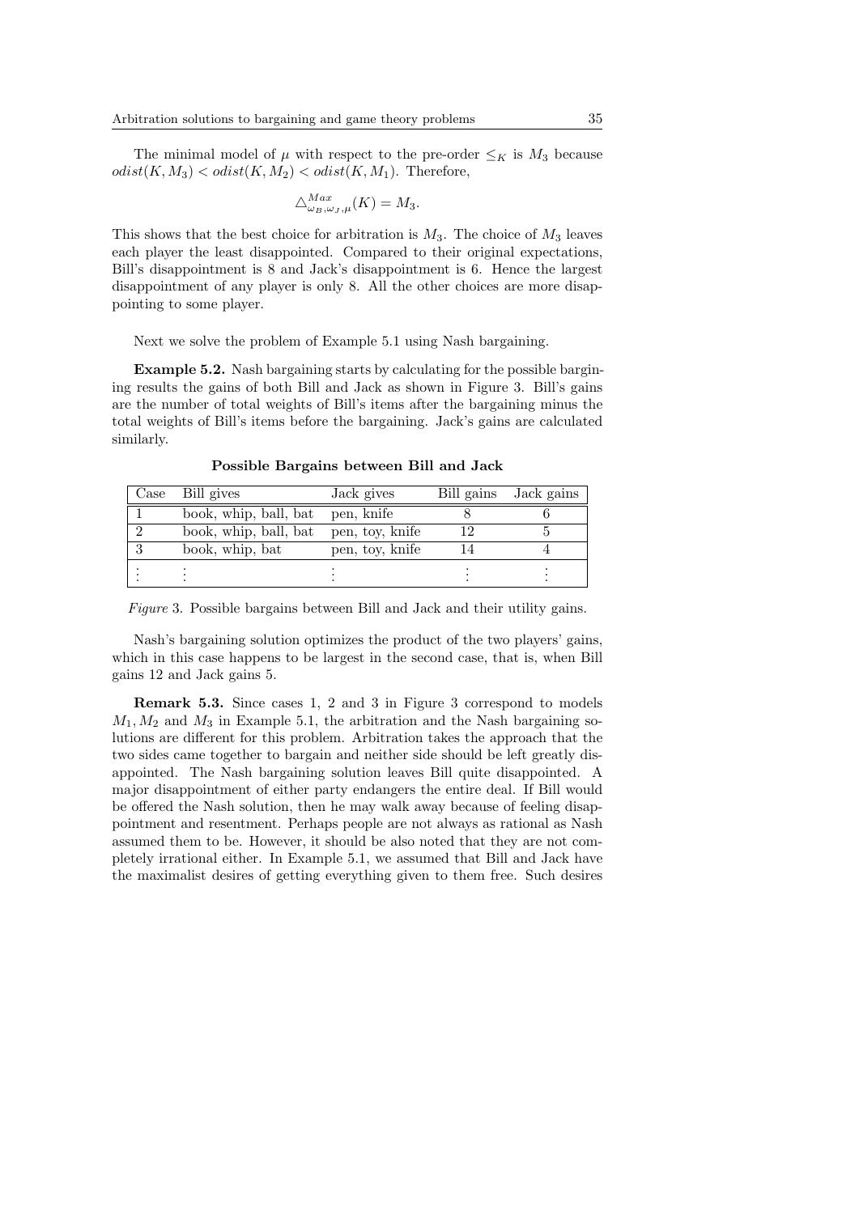The minimal model of $\mu$ with respect to the pre-order $\leq_K$ is $M_3$ because $odist(K, M_3) < odist(K, M_2) < odist(K, M_1)$. Therefore,

$$\triangle^{Max}_{\omega_B, \omega_J, \mu}(K) = M_3.$$

This shows that the best choice for arbitration is $M_3$. The choice of $M_3$ leaves each player the least disappointed. Compared to their original expectations, Bill's disappointment is 8 and Jack's disappointment is 6. Hence the largest disappointment of any player is only 8. All the other choices are more disappointing to some player.

Next we solve the problem of Example 5.1 using Nash bargaining.

**Example 5.2.** Nash bargaining starts by calculating for the possible bargining results the gains of both Bill and Jack as shown in Figure 3. Bill's gains are the number of total weights of Bill's items after the bargaining minus the total weights of Bill's items before the bargaining. Jack's gains are calculated similarly.

**Possible Bargains between Bill and Jack**

| Case | Bill gives | Jack gives | Bill gains | Jack gains |
|---|---|---|---|---|
| 1 | book, whip, ball, bat | pen, knife | 8 | 6 |
| 2 | book, whip, ball, bat | pen, toy, knife | 12 | 5 |
| 3 | book, whip, bat | pen, toy, knife | 14 | 4 |
| ⋮ | ⋮ | ⋮ | ⋮ | ⋮ |

*Figure* 3. Possible bargains between Bill and Jack and their utility gains.

Nash's bargaining solution optimizes the product of the two players' gains, which in this case happens to be largest in the second case, that is, when Bill gains 12 and Jack gains 5.

**Remark 5.3.** Since cases 1, 2 and 3 in Figure 3 correspond to models $M_1, M_2$ and $M_3$ in Example 5.1, the arbitration and the Nash bargaining solutions are different for this problem. Arbitration takes the approach that the two sides came together to bargain and neither side should be left greatly disappointed. The Nash bargaining solution leaves Bill quite disappointed. A major disappointment of either party endangers the entire deal. If Bill would be offered the Nash solution, then he may walk away because of feeling disappointment and resentment. Perhaps people are not always as rational as Nash assumed them to be. However, it should be also noted that they are not completely irrational either. In Example 5.1, we assumed that Bill and Jack have the maximalist desires of getting everything given to them free. Such desires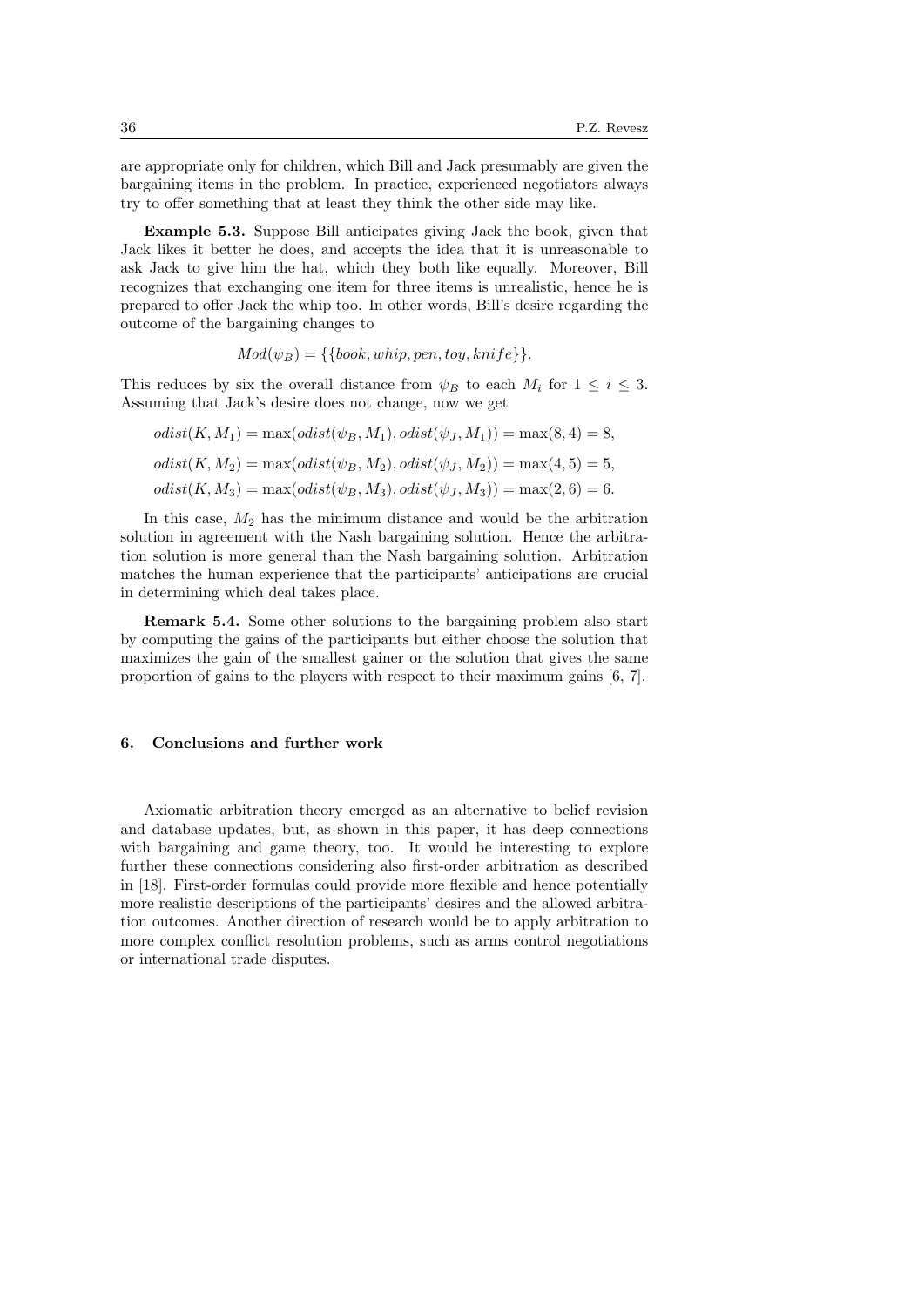are appropriate only for children, which Bill and Jack presumably are given the bargaining items in the problem. In practice, experienced negotiators always try to offer something that at least they think the other side may like.

**Example 5.3.** Suppose Bill anticipates giving Jack the book, given that Jack likes it better he does, and accepts the idea that it is unreasonable to ask Jack to give him the hat, which they both like equally. Moreover, Bill recognizes that exchanging one item for three items is unrealistic, hence he is prepared to offer Jack the whip too. In other words, Bill's desire regarding the outcome of the bargaining changes to

$$Mod(\psi_B) = \{\{book, whip, pen, toy, knife\}\}.$$

This reduces by six the overall distance from $\psi_B$ to each $M_i$ for $1 \leq i \leq 3$. Assuming that Jack's desire does not change, now we get

$$odist(K, M_1) = \max(odist(\psi_B, M_1), odist(\psi_J, M_1)) = \max(8, 4) = 8,$$

$$odist(K, M_2) = \max(odist(\psi_B, M_2), odist(\psi_J, M_2)) = \max(4, 5) = 5,$$

$$odist(K, M_3) = \max(odist(\psi_B, M_3), odist(\psi_J, M_3)) = \max(2, 6) = 6.$$

In this case, $M_2$ has the minimum distance and would be the arbitration solution in agreement with the Nash bargaining solution. Hence the arbitration solution is more general than the Nash bargaining solution. Arbitration matches the human experience that the participants' anticipations are crucial in determining which deal takes place.

**Remark 5.4.** Some other solutions to the bargaining problem also start by computing the gains of the participants but either choose the solution that maximizes the gain of the smallest gainer or the solution that gives the same proportion of gains to the players with respect to their maximum gains [6, 7].

## 6. Conclusions and further work

Axiomatic arbitration theory emerged as an alternative to belief revision and database updates, but, as shown in this paper, it has deep connections with bargaining and game theory, too. It would be interesting to explore further these connections considering also first-order arbitration as described in [18]. First-order formulas could provide more flexible and hence potentially more realistic descriptions of the participants' desires and the allowed arbitration outcomes. Another direction of research would be to apply arbitration to more complex conflict resolution problems, such as arms control negotiations or international trade disputes.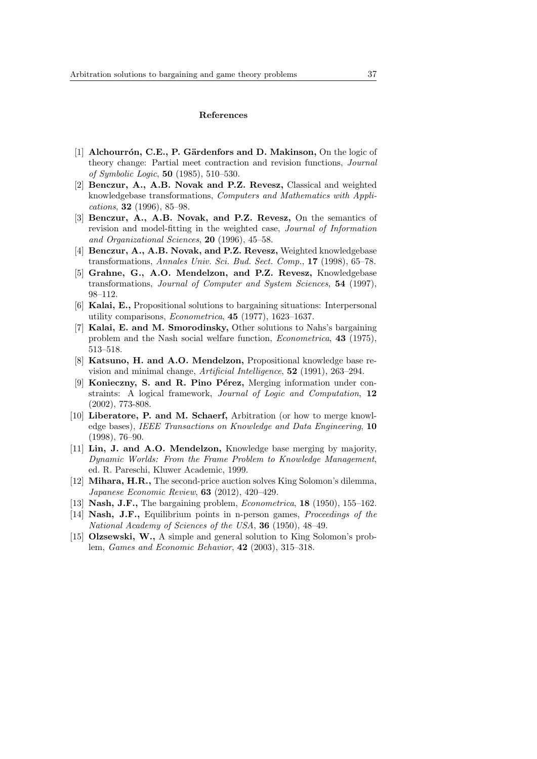## References

[1] **Alchourrón, C.E., P. Gärdenfors and D. Makinson,** On the logic of theory change: Partial meet contraction and revision functions, *Journal of Symbolic Logic*, **50** (1985), 510–530.

[2] **Benczur, A., A.B. Novak and P.Z. Revesz,** Classical and weighted knowledgebase transformations, *Computers and Mathematics with Applications*, **32** (1996), 85–98.

[3] **Benczur, A., A.B. Novak, and P.Z. Revesz,** On the semantics of revision and model-fitting in the weighted case, *Journal of Information and Organizational Sciences*, **20** (1996), 45–58.

[4] **Benczur, A., A.B. Novak, and P.Z. Revesz,** Weighted knowledgebase transformations, *Annales Univ. Sci. Bud. Sect. Comp.*, **17** (1998), 65–78.

[5] **Grahne, G., A.O. Mendelzon, and P.Z. Revesz,** Knowledgebase transformations, *Journal of Computer and System Sciences*, **54** (1997), 98–112.

[6] **Kalai, E.,** Propositional solutions to bargaining situations: Interpersonal utility comparisons, *Econometrica*, **45** (1977), 1623–1637.

[7] **Kalai, E. and M. Smorodinsky,** Other solutions to Nahs's bargaining problem and the Nash social welfare function, *Econometrica*, **43** (1975), 513–518.

[8] **Katsuno, H. and A.O. Mendelzon,** Propositional knowledge base revision and minimal change, *Artificial Intelligence*, **52** (1991), 263–294.

[9] **Konieczny, S. and R. Pino Pérez,** Merging information under constraints: A logical framework, *Journal of Logic and Computation*, **12** (2002), 773-808.

[10] **Liberatore, P. and M. Schaerf,** Arbitration (or how to merge knowledge bases), *IEEE Transactions on Knowledge and Data Engineering*, **10** (1998), 76–90.

[11] **Lin, J. and A.O. Mendelzon,** Knowledge base merging by majority, *Dynamic Worlds: From the Frame Problem to Knowledge Management*, ed. R. Pareschi, Kluwer Academic, 1999.

[12] **Mihara, H.R.,** The second-price auction solves King Solomon's dilemma, *Japanese Economic Review*, **63** (2012), 420–429.

[13] **Nash, J.F.,** The bargaining problem, *Econometrica*, **18** (1950), 155–162.

[14] **Nash, J.F.,** Equilibrium points in n-person games, *Proceedings of the National Academy of Sciences of the USA*, **36** (1950), 48–49.

[15] **Olzsewski, W.,** A simple and general solution to King Solomon's problem, *Games and Economic Behavior*, **42** (2003), 315–318.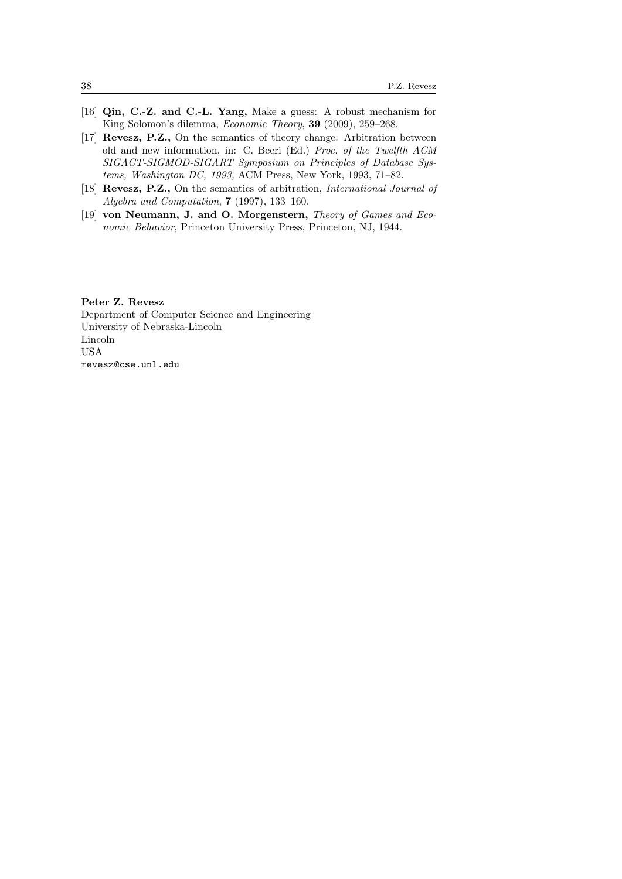[16] **Qin, C.-Z. and C.-L. Yang,** Make a guess: A robust mechanism for King Solomon's dilemma, *Economic Theory*, **39** (2009), 259–268.

[17] **Revesz, P.Z.,** On the semantics of theory change: Arbitration between old and new information, in: C. Beeri (Ed.) *Proc. of the Twelfth ACM SIGACT-SIGMOD-SIGART Symposium on Principles of Database Systems, Washington DC, 1993,* ACM Press, New York, 1993, 71–82.

[18] **Revesz, P.Z.,** On the semantics of arbitration, *International Journal of Algebra and Computation*, **7** (1997), 133–160.

[19] **von Neumann, J. and O. Morgenstern,** *Theory of Games and Economic Behavior*, Princeton University Press, Princeton, NJ, 1944.

**Peter Z. Revesz**
Department of Computer Science and Engineering
University of Nebraska-Lincoln
Lincoln
USA
revesz@cse.unl.edu